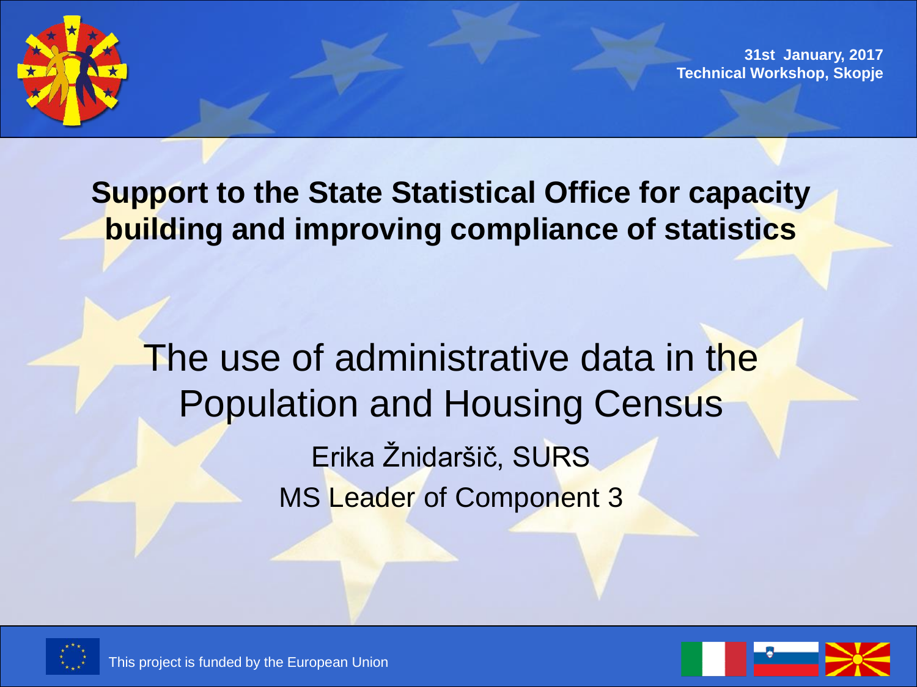31st January, 2017
Technical Workshop, Skopje

**Support to the State Statistical Office for capacity building and improving compliance of statistics**

# The use of administrative data in the Population and Housing Census

Erika Žnidaršič, SURS

MS Leader of Component 3

This project is funded by the European Union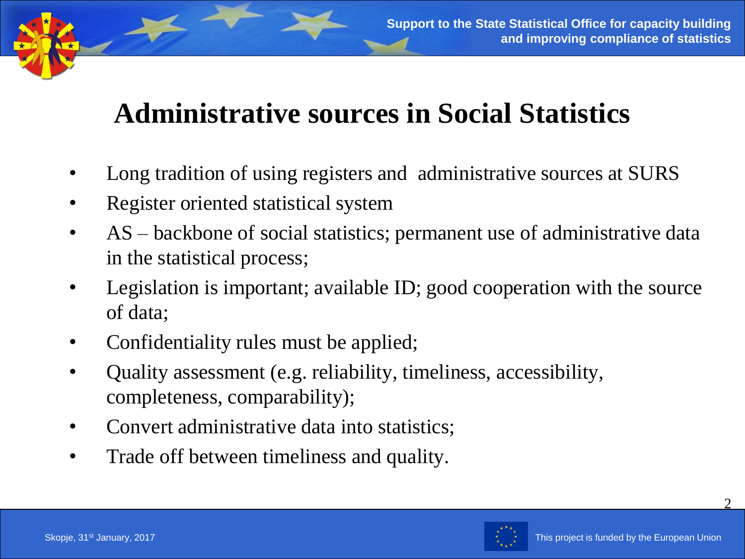# Administrative sources in Social Statistics

- Long tradition of using registers and administrative sources at SURS
- Register oriented statistical system
- AS – backbone of social statistics; permanent use of administrative data in the statistical process;
- Legislation is important; available ID; good cooperation with the source of data;
- Confidentiality rules must be applied;
- Quality assessment (e.g. reliability, timeliness, accessibility, completeness, comparability);
- Convert administrative data into statistics;
- Trade off between timeliness and quality.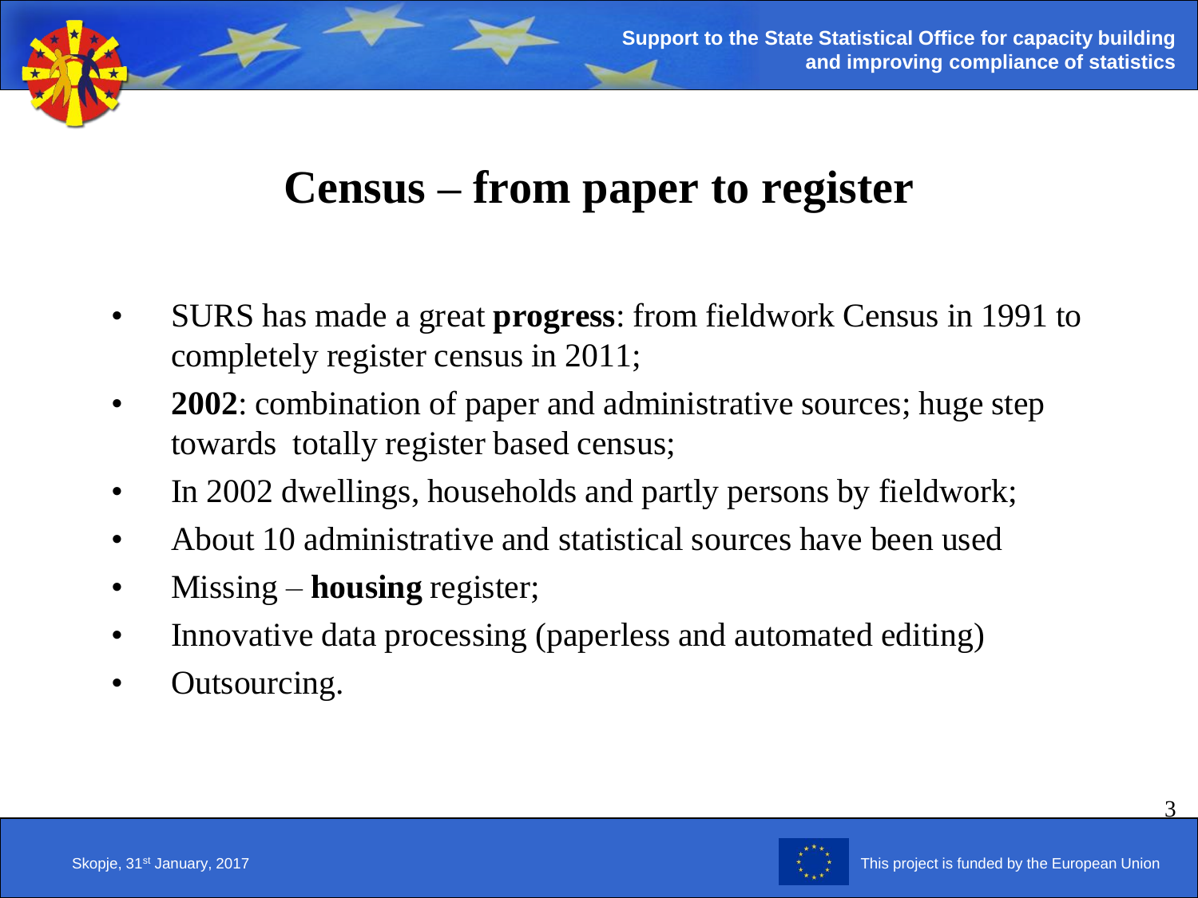# Census – from paper to register

- SURS has made a great **progress**: from fieldwork Census in 1991 to completely register census in 2011;
- **2002**: combination of paper and administrative sources; huge step towards totally register based census;
- In 2002 dwellings, households and partly persons by fieldwork;
- About 10 administrative and statistical sources have been used
- Missing – **housing** register;
- Innovative data processing (paperless and automated editing)
- Outsourcing.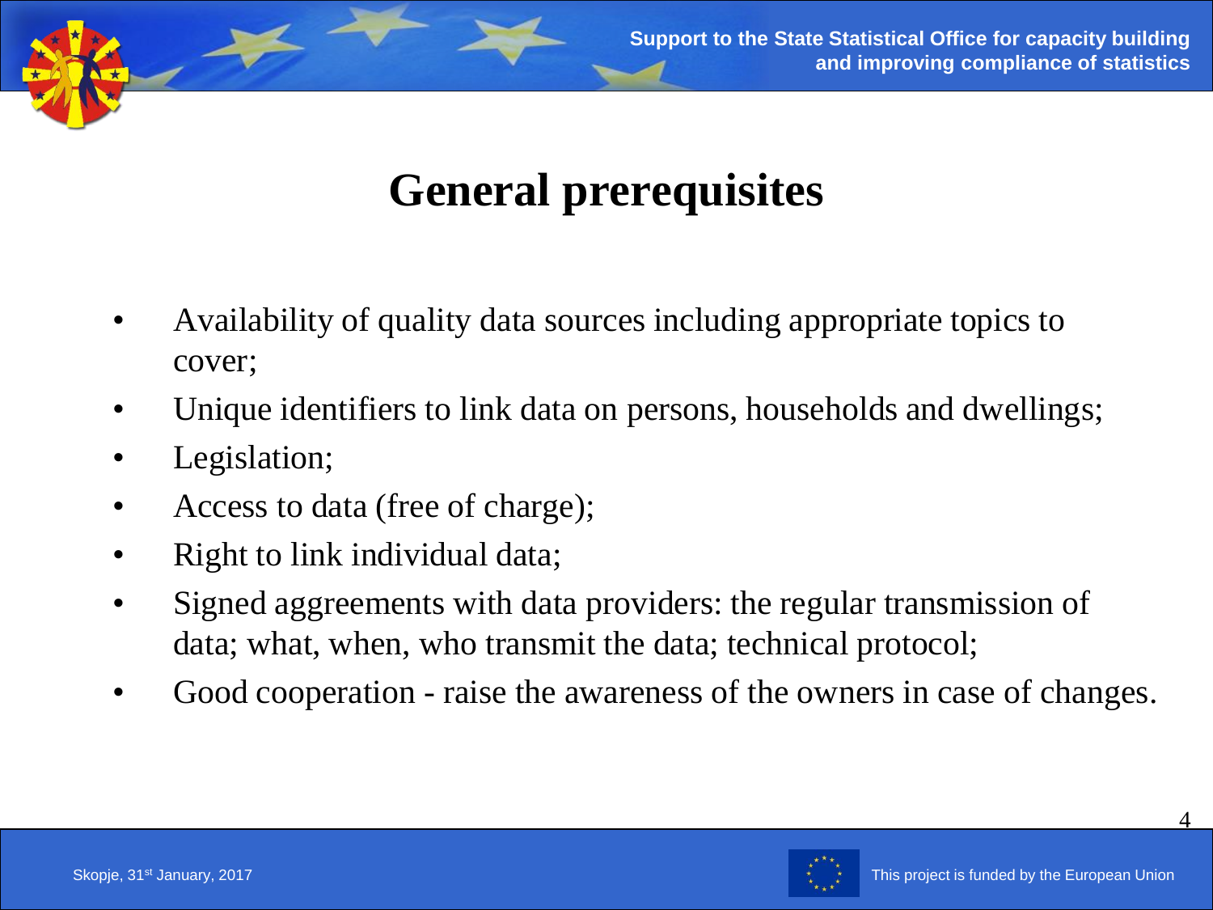# General prerequisites

- Availability of quality data sources including appropriate topics to cover;
- Unique identifiers to link data on persons, households and dwellings;
- Legislation;
- Access to data (free of charge);
- Right to link individual data;
- Signed aggreements with data providers: the regular transmission of data; what, when, who transmit the data; technical protocol;
- Good cooperation - raise the awareness of the owners in case of changes.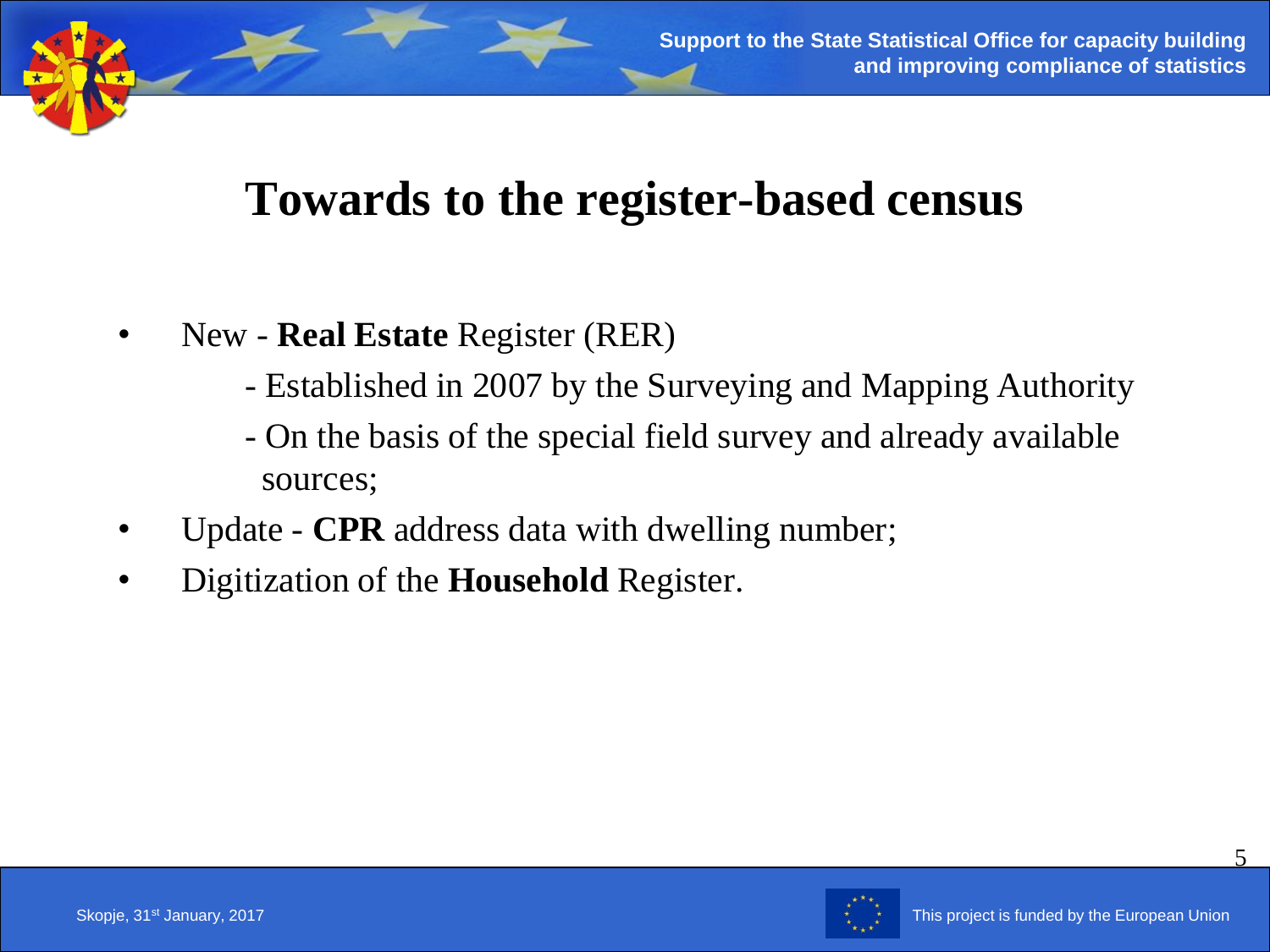# Towards to the register-based census

- New - **Real Estate** Register (RER)
  - Established in 2007 by the Surveying and Mapping Authority
  - On the basis of the special field survey and already available sources;
- Update - **CPR** address data with dwelling number;
- Digitization of the **Household** Register.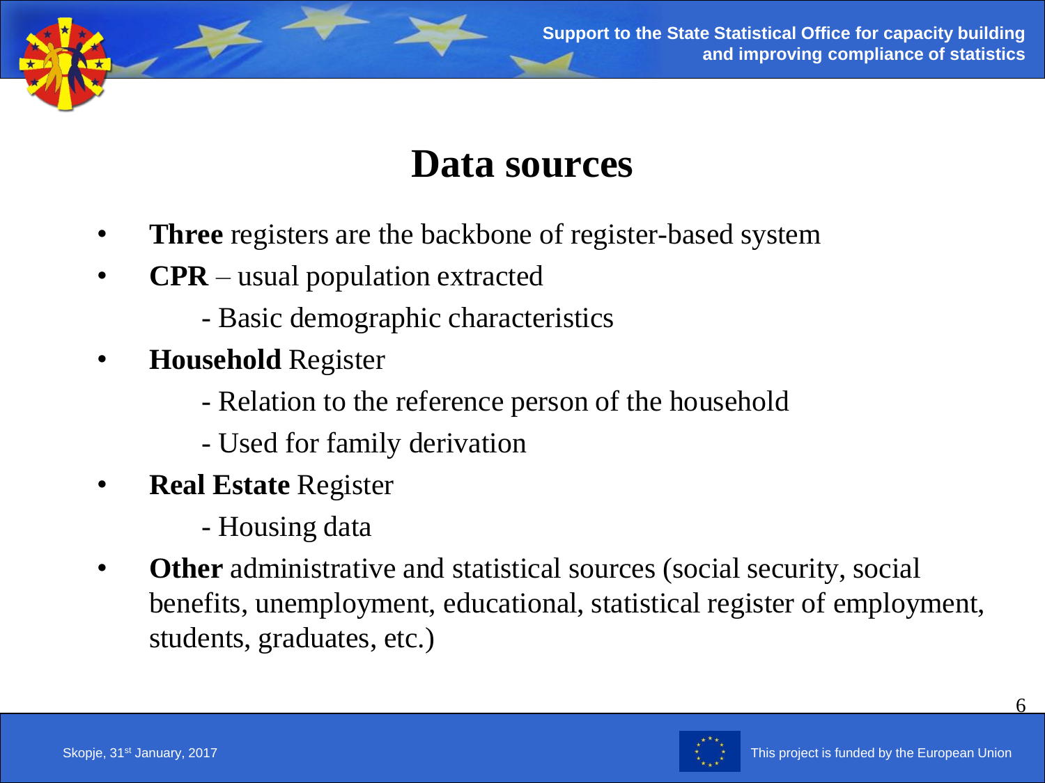# Data sources

- **Three** registers are the backbone of register-based system
- **CPR** – usual population extracted
  - Basic demographic characteristics
- **Household** Register
  - Relation to the reference person of the household
  - Used for family derivation
- **Real Estate** Register
  - Housing data
- **Other** administrative and statistical sources (social security, social benefits, unemployment, educational, statistical register of employment, students, graduates, etc.)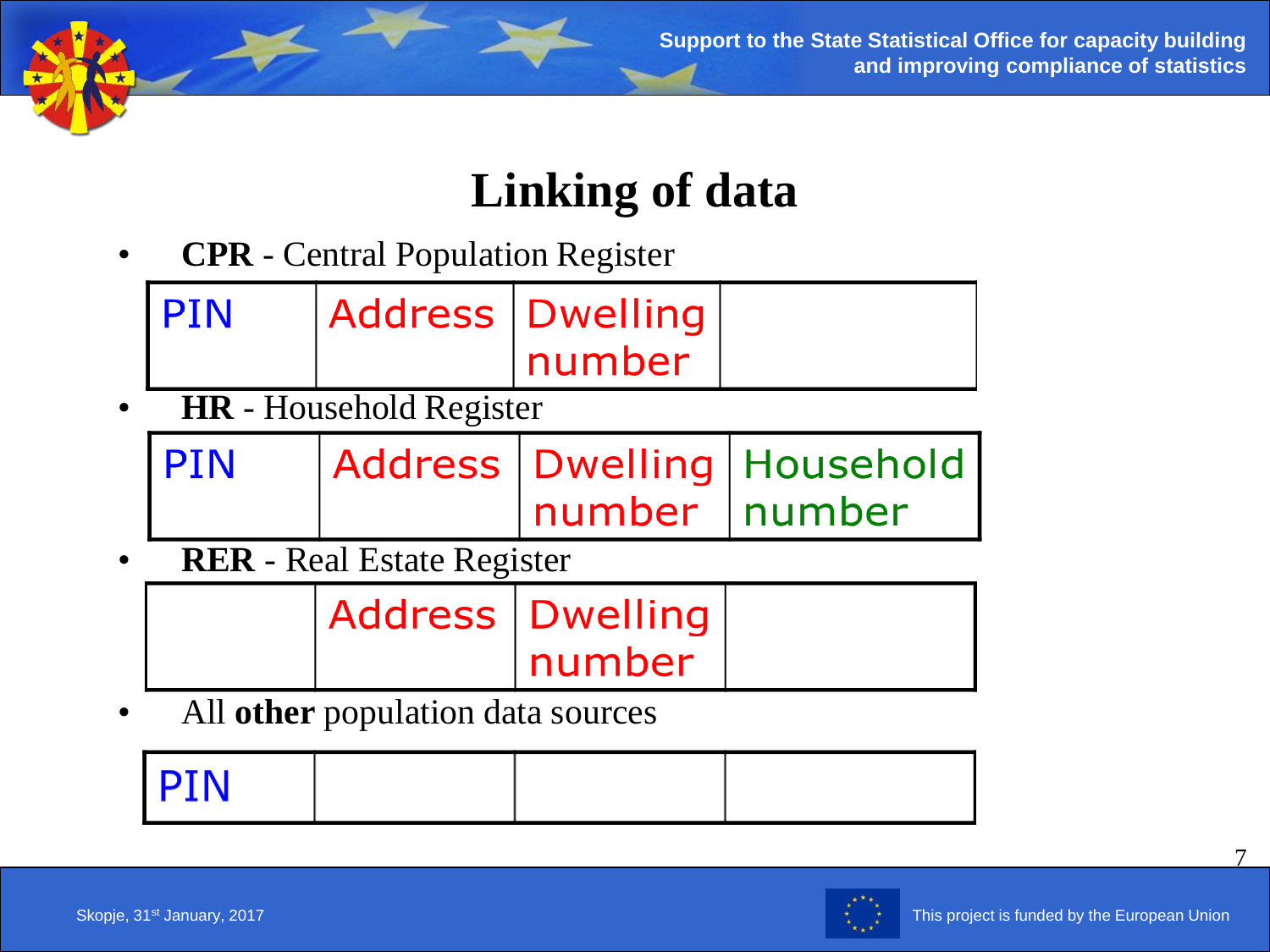# Linking of data

- **CPR** - Central Population Register

| PIN | Address | Dwelling number | |
|---|---|---|---|

- **HR** - Household Register

| PIN | Address | Dwelling number | Household number |
|---|---|---|---|

- **RER** - Real Estate Register

| | Address | Dwelling number | |
|---|---|---|---|

- All **other** population data sources

| PIN | | | |
|---|---|---|---|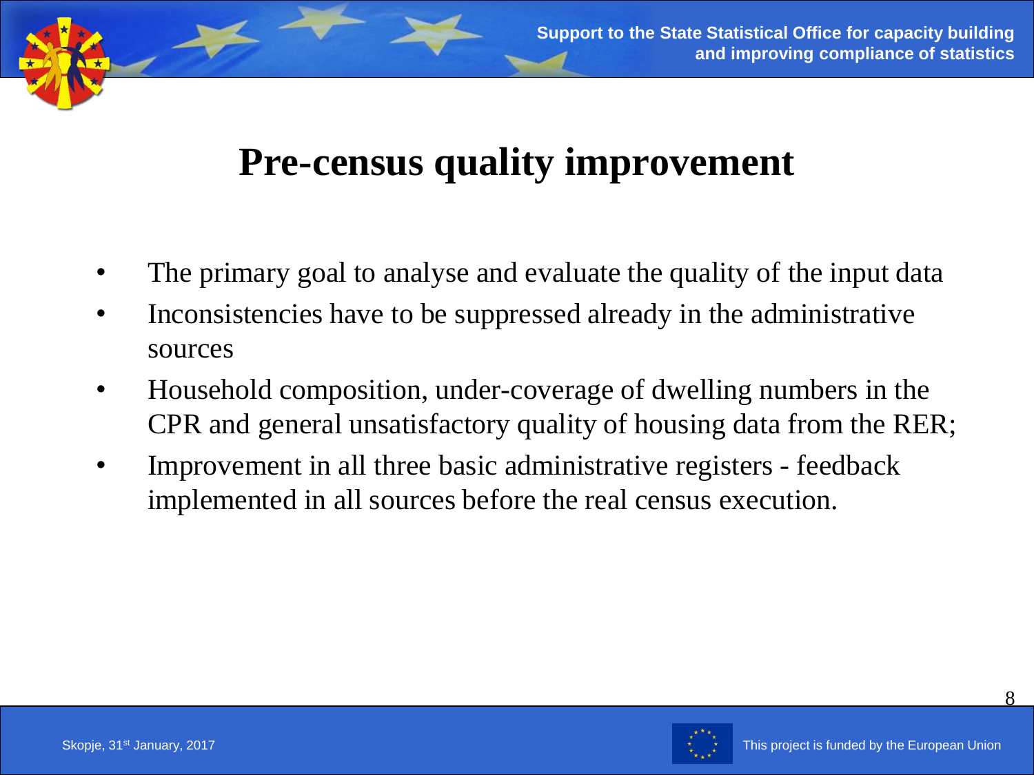# Pre-census quality improvement

- The primary goal to analyse and evaluate the quality of the input data
- Inconsistencies have to be suppressed already in the administrative sources
- Household composition, under-coverage of dwelling numbers in the CPR and general unsatisfactory quality of housing data from the RER;
- Improvement in all three basic administrative registers - feedback implemented in all sources before the real census execution.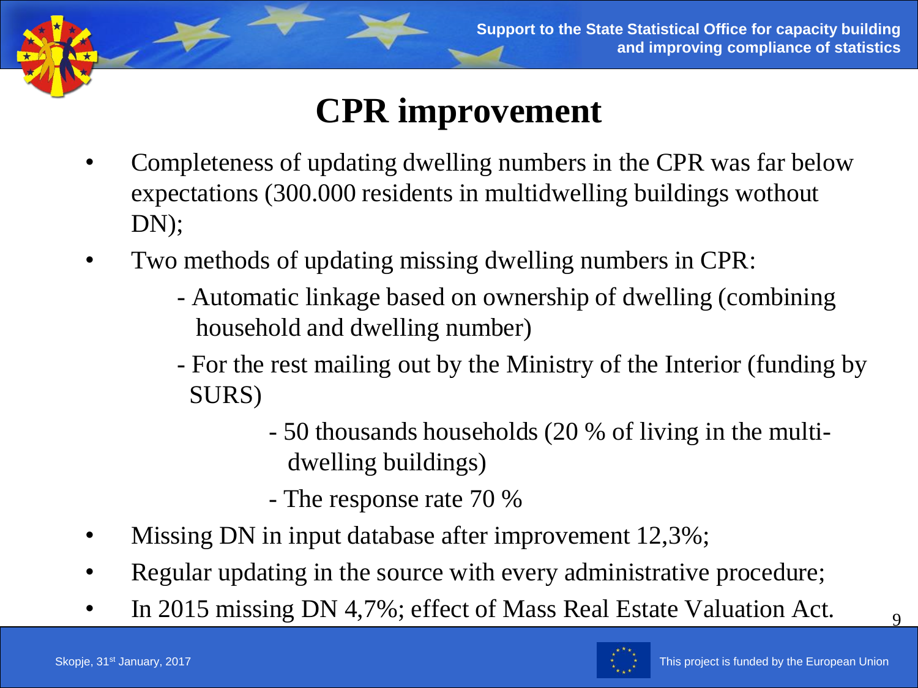# CPR improvement

- Completeness of updating dwelling numbers in the CPR was far below expectations (300.000 residents in multidwelling buildings wothout DN);
- Two methods of updating missing dwelling numbers in CPR:
  - Automatic linkage based on ownership of dwelling (combining household and dwelling number)
  - For the rest mailing out by the Ministry of the Interior (funding by SURS)
    - 50 thousands households (20 % of living in the multi-dwelling buildings)
    - The response rate 70 %
- Missing DN in input database after improvement 12,3%;
- Regular updating in the source with every administrative procedure;
- In 2015 missing DN 4,7%; effect of Mass Real Estate Valuation Act.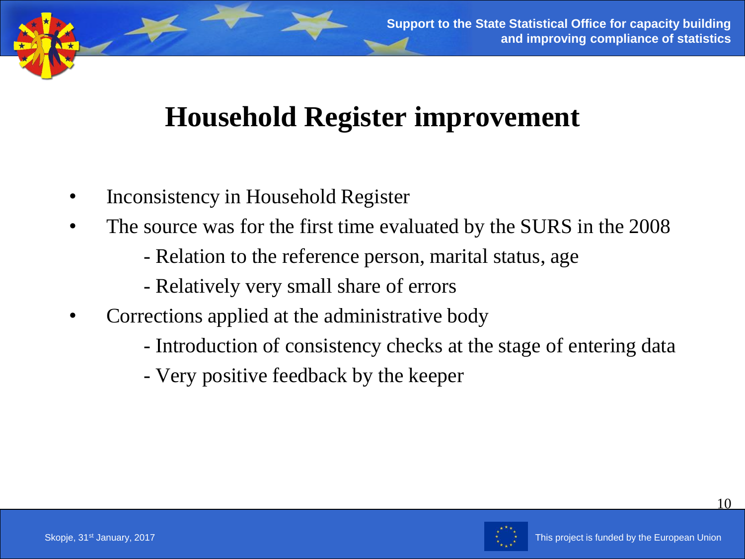# Household Register improvement

- Inconsistency in Household Register
- The source was for the first time evaluated by the SURS in the 2008
  - Relation to the reference person, marital status, age
  - Relatively very small share of errors
- Corrections applied at the administrative body
  - Introduction of consistency checks at the stage of entering data
  - Very positive feedback by the keeper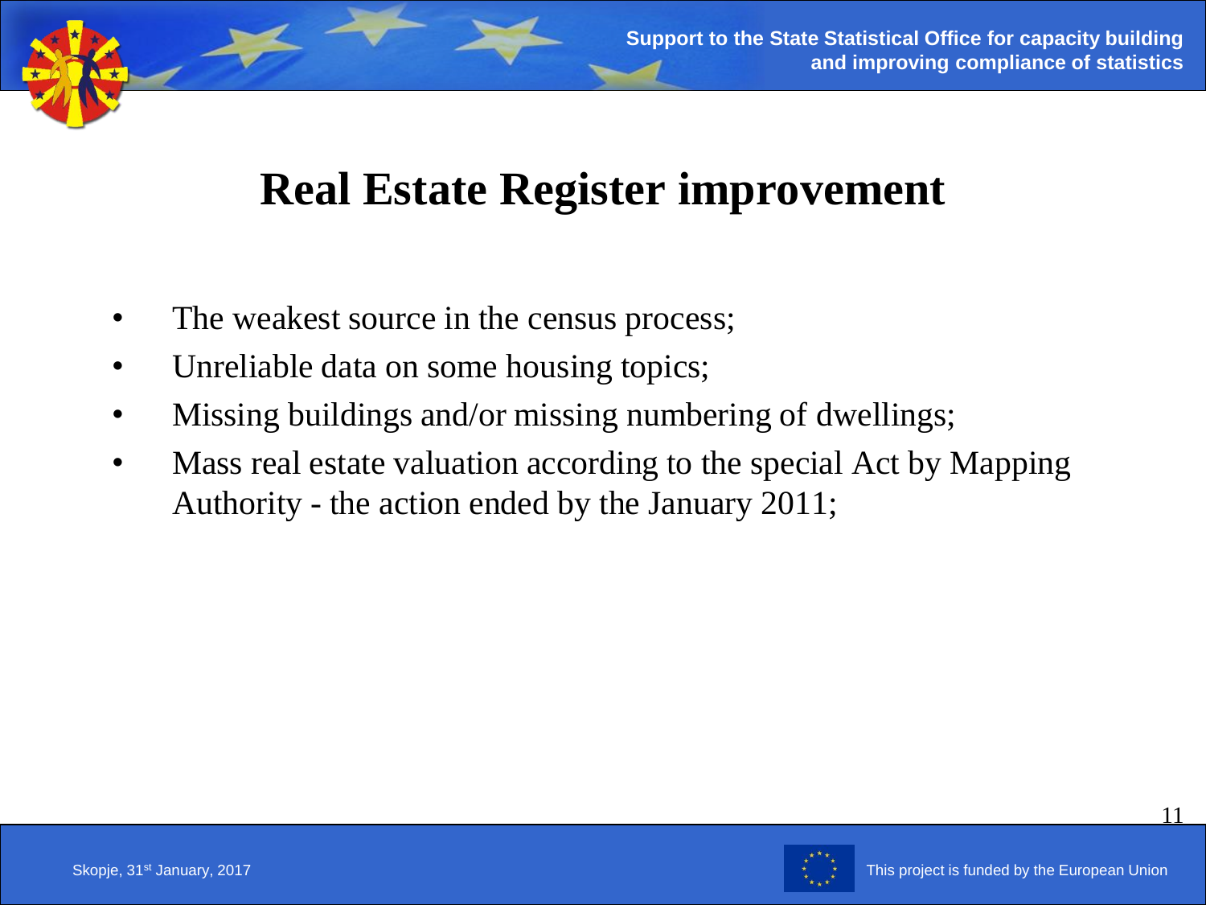# Real Estate Register improvement

- The weakest source in the census process;
- Unreliable data on some housing topics;
- Missing buildings and/or missing numbering of dwellings;
- Mass real estate valuation according to the special Act by Mapping Authority - the action ended by the January 2011;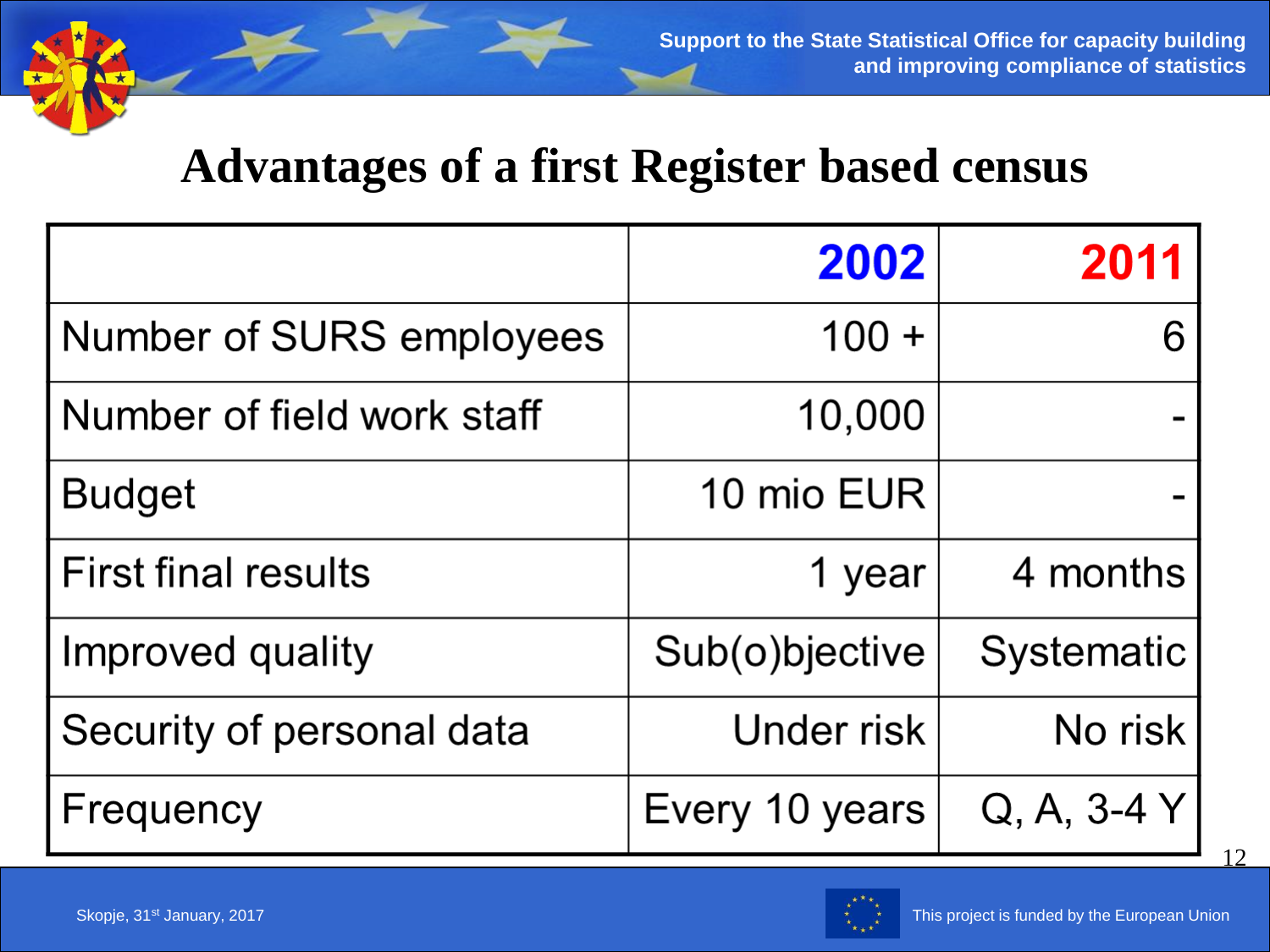# Advantages of a first Register based census

| | 2002 | 2011 |
|---|---|---|
| Number of SURS employees | 100 + | 6 |
| Number of field work staff | 10,000 | - |
| Budget | 10 mio EUR | - |
| First final results | 1 year | 4 months |
| Improved quality | Sub(o)bjective | Systematic |
| Security of personal data | Under risk | No risk |
| Frequency | Every 10 years | Q, A, 3-4 Y |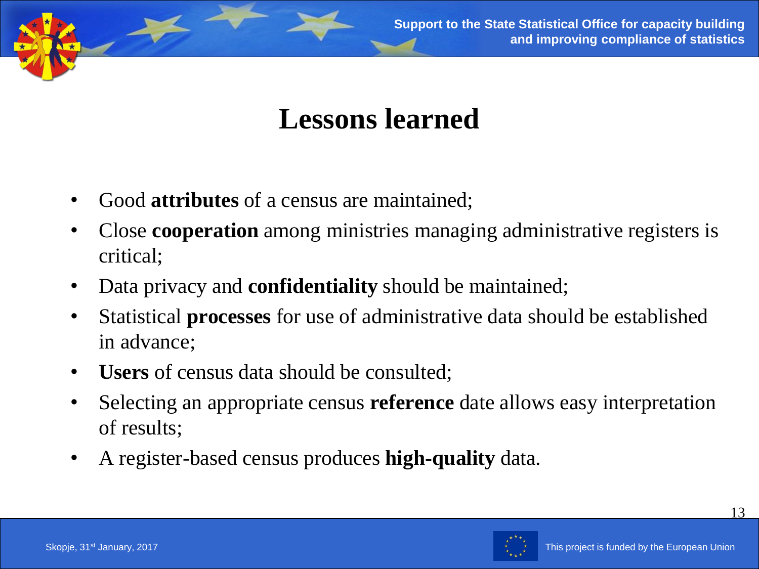# Lessons learned

- Good **attributes** of a census are maintained;
- Close **cooperation** among ministries managing administrative registers is critical;
- Data privacy and **confidentiality** should be maintained;
- Statistical **processes** for use of administrative data should be established in advance;
- **Users** of census data should be consulted;
- Selecting an appropriate census **reference** date allows easy interpretation of results;
- A register-based census produces **high-quality** data.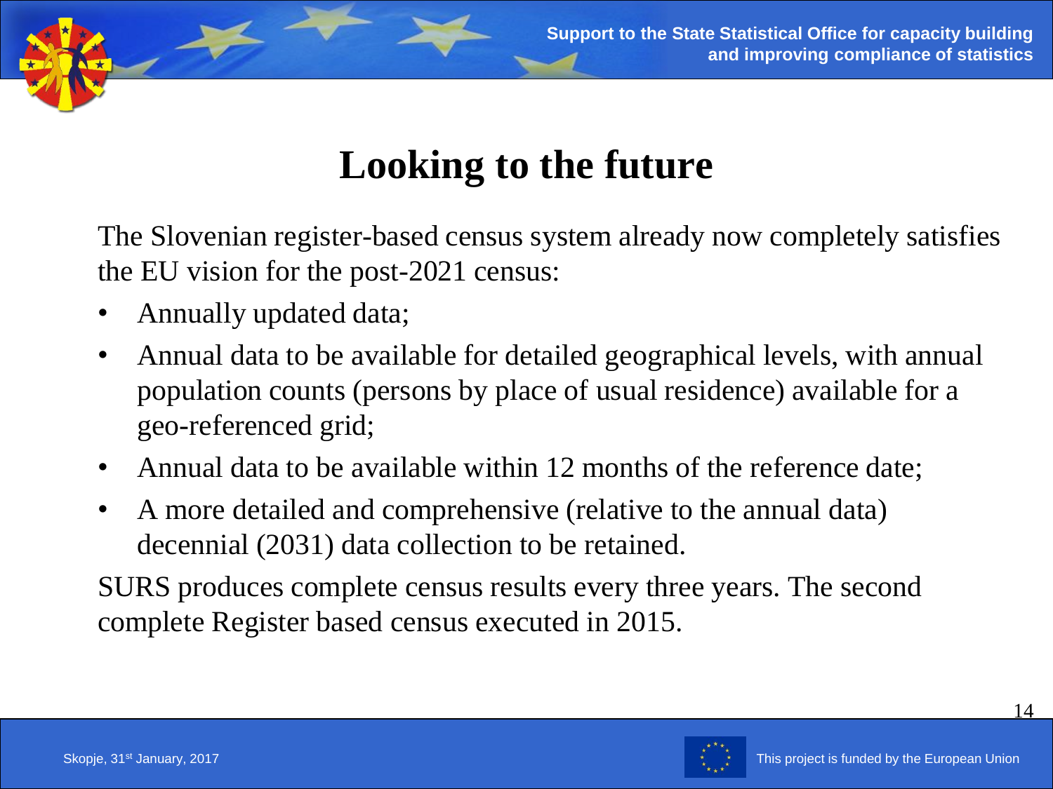# Looking to the future

The Slovenian register-based census system already now completely satisfies the EU vision for the post-2021 census:

- Annually updated data;
- Annual data to be available for detailed geographical levels, with annual population counts (persons by place of usual residence) available for a geo-referenced grid;
- Annual data to be available within 12 months of the reference date;
- A more detailed and comprehensive (relative to the annual data) decennial (2031) data collection to be retained.

SURS produces complete census results every three years. The second complete Register based census executed in 2015.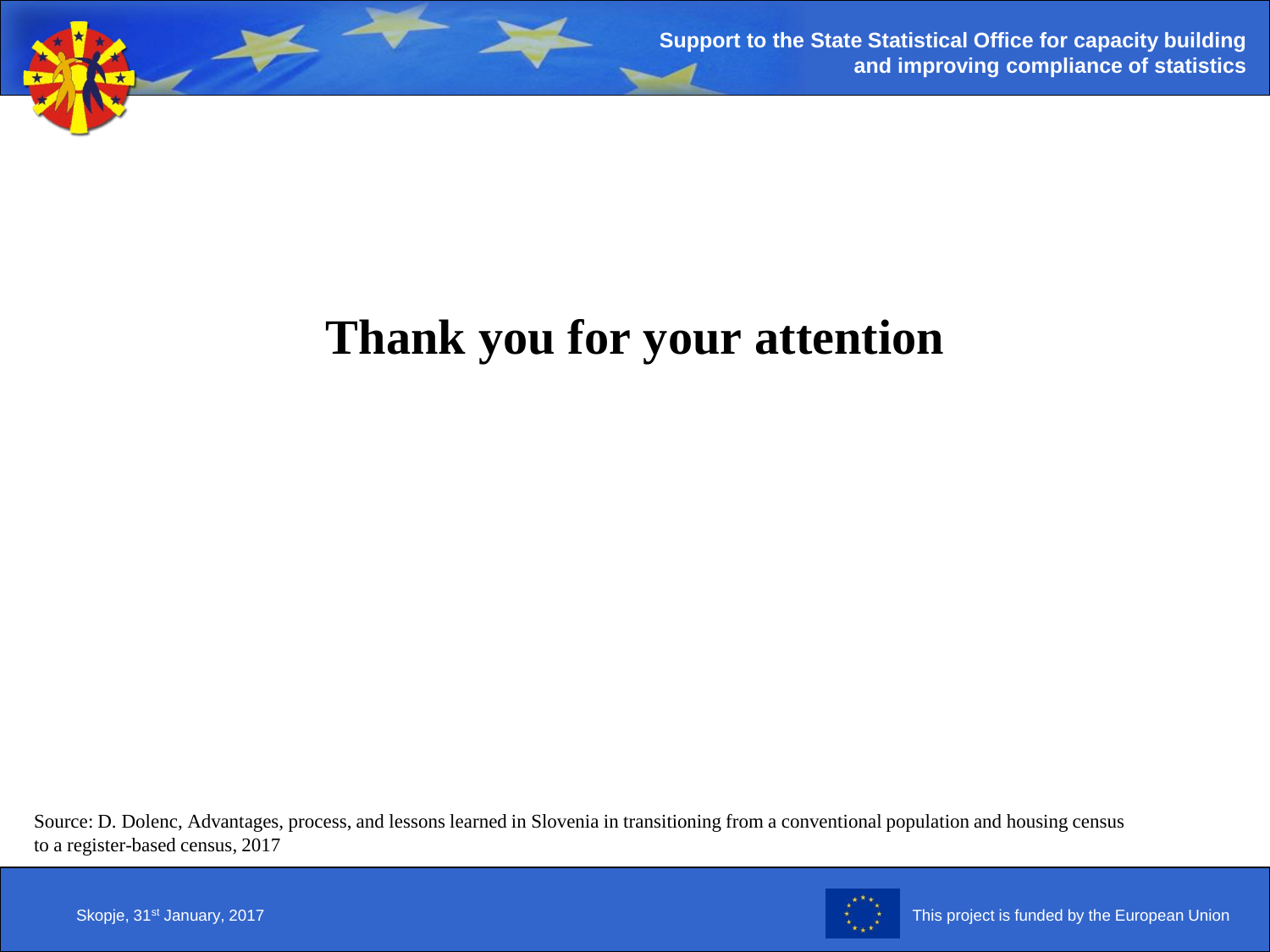# Thank you for your attention

Source: D. Dolenc, Advantages, process, and lessons learned in Slovenia in transitioning from a conventional population and housing census to a register-based census, 2017